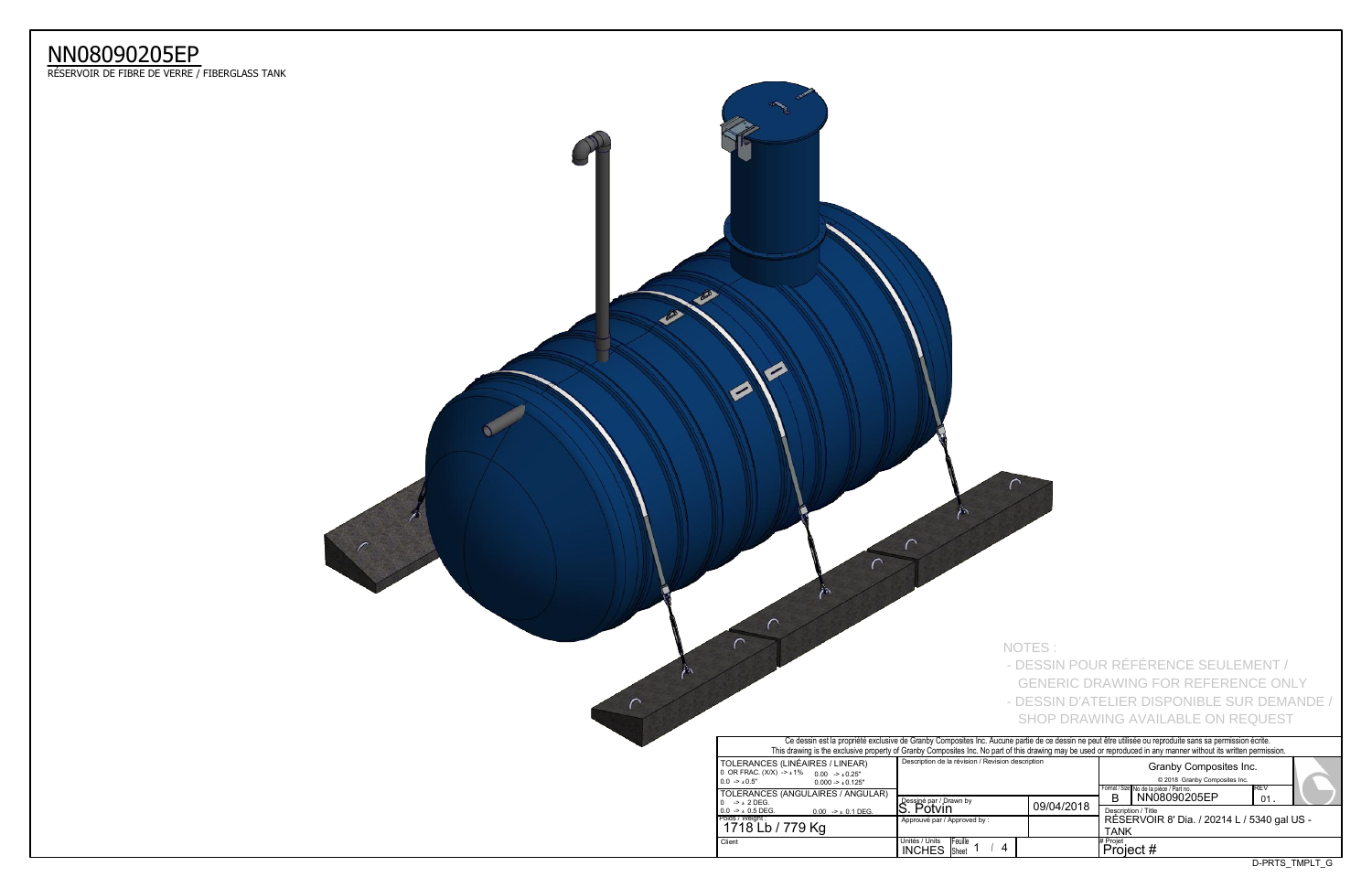# NN08090205EP

RÉSERVOIR DE FIBRE DE VERRE / FIBERGLASS TANK

NOTES :

- DESSIN POUR RÉFÉRENCE SEULEMENT / GENERIC DRAWING FOR REFERENCE ONLY
- DESSIN D'ATELIER DISPONIBLE SUR DEMANDE / SHOP DRAWING AVAILABLE ON REQUEST

Ce dessin est la propriété exclusive de Granby Composites Inc. Aucune partie de ce dessin ne peut être utilisée ou reproduite sans sa permission écrite.
This drawing is the exclusive property of Granby Composites Inc. No part of this drawing may be used or reproduced in any manner without its written permission.

| | | | |
|---|---|---|---|
| TOLERANCES (LINÉAIRES / LINEAR) 0 OR FRAC. (X/X) -> ± 1% 0.00 -> ± 0.25" 0.0 -> ± 0.5" 0.000 -> ± 0.125" | Description de la révision / Revision description | | Granby Composites Inc. © 2018 Granby Composites Inc. |
| TOLERANCES (ANGULAIRES / ANGULAR) 0 -> ± 2 DEG. 0.0 -> ± 0.5 DEG. 0.00 -> ± 0.1 DEG. | Dessiné par / Drawn by: S. Potvin | 09/04/2018 | Format / Size: B — No de la pièce / Part no.: NN08090205EP — REV: 01. |
| Poids / Weight: 1718 Lb / 779 Kg | Approuvé par / Approved by : | | Description / Title: RÉSERVOIR 8' Dia. / 20214 L / 5340 gal US - TANK |
| Client | Unités / Units: INCHES — Feuille / Sheet: 1 / 4 | | # Projet: Project # |

D-PRTS_TMPLT_G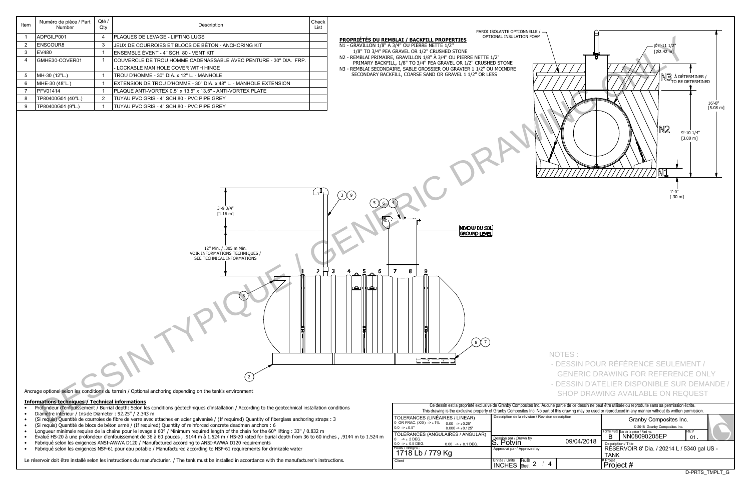| Item | Numéro de pièce / Part Number | Qté / Qty | Description | Check List |
|---|---|---|---|---|
| 1 | ADPGILP001 | 4 | PLAQUES DE LEVAGE - LIFTING LUGS | |
| 2 | ENSCOUR8 | 3 | JEUX DE COURROIES ET BLOCS DE BÉTON - ANCHORING KIT | |
| 3 | EV480 | 1 | ENSEMBLE ÉVENT - 4" SCH. 80 - VENT KIT | |
| 4 | GMHE30-COVER01 | 1 | COUVERCLE DE TROU HOMME CADENASSABLE AVEC PENTURE - 30" DIA. FRP. - LOCKABLE MAN HOLE COVER WITH HINGE | |
| 5 | MH-30 (12"L.) | 1 | TROU D'HOMME - 30" DIA. x 12" L. - MANHOLE | |
| 6 | MHE-30 (48"L.) | 1 | EXTENSION DE TROU D'HOMME - 30" DIA. x 48" L. - MANHOLE EXTENSION | |
| 7 | PFV01414 | 1 | PLAQUE ANTI-VORTEX 0.5" x 13.5" x 13.5" - ANTI-VORTEX PLATE | |
| 8 | TP80400G01 (40"L.) | 2 | TUYAU PVC GRIS - 4" SCH.80 - PVC PIPE GREY | |
| 9 | TP80400G01 (9"L.) | 1 | TUYAU PVC GRIS - 4" SCH.80 - PVC PIPE GREY | |

**PROPRIÉTÉS DU REMBLAI / BACKFILL PROPERTIES**

N1 - GRAVILLON 1/8" À 3/4" OU PIERRE NETTE 1/2"
1/8" TO 3/4" PEA GRAVEL OR 1/2" CRUSHED STONE

N2 - REMBLAI PRIMAIRE, GRAVILLON 1/8" À 3/4" OU PIERRE NETTE 1/2"
PRIMARY BACKFILL, 1/8" TO 3/4" PEA GRAVEL OR 1/2" CRUSHED STONE

N3 - REMBLAI SECONDAIRE, SABLE GROSSIER OU GRAVIER 1 1/2" OU MOINDRE
SECONDARY BACKFILL, COARSE SAND OR GRAVEL 1 1/2" OR LESS

PAROI ISOLANTE OPTIONNELLE / OPTIONAL INSULATION FOAM

Ø7'-11 1/2" [Ø2.42 m]

N3 À DÉTERMINER / TO BE DETERMINED

16'-8" [5.08 m]

N2 9'-10 1/4" [3.00 m]

N1 1'-0" [.30 m]

3'-9 3/4" [1.16 m]

12" Min. / .305 m Min.
VOIR INFORMATIONS TECHNIQUES / SEE TECHNICAL INFORMATIONS

NIVEAU DU SOL / GROUND LEVEL

Ancrage optionel selon les conditions du terrain / Optional anchoring depending on the tank's environment

**Informations techniques / Technical informations**

- Profondeur d'enfouissement / Burrial depth: Selon les conditions géotechniques d'installation / According to the geotechnical installation conditions
- Diamètre intérieur / Inside Diameter : 92.25" / 2.343 m
- (Si requis) Quantité de courroies de fibre de verre avec attaches en acier galvanisé / (If required) Quantity of fiberglass anchoring straps : 3
- (Si requis) Quantité de blocs de béton armé / (If required) Quantity of reinforced concrete deadman anchors : 6
- Longueur minimale requise de la chaîne pour le levage à 60° / Minimum required length of the chain for the 60° lifting : 33" / 0.832 m
- Évalué HS-20 à une profondeur d'enfouissement de 36 à 60 pouces , .9144 m à 1.524 m / HS-20 rated for burial depth from 36 to 60 inches , .9144 m to 1.524 m
- Fabriqué selon les exigences ANSI-AWWA D120 / Manufactured according to ANSI-AWWA D120 requirements
- Fabriqué selon les exigences NSF-61 pour eau potable / Manufactured according to NSF-61 requirements for drinkable water

Le réservoir doit être installé selon les instructions du manufacturier. / The tank must be installed in accordance with the manufacturer's instructions.

NOTES :
- DESSIN POUR RÉFÉRENCE SEULEMENT / GENERIC DRAWING FOR REFERENCE ONLY
- DESSIN D'ATELIER DISPONIBLE SUR DEMANDE / SHOP DRAWING AVAILABLE ON REQUEST

DESSIN TYPIQUE / GENERIC DRAWING ONLY

Ce dessin est la propriété exclusive de Granby Composites Inc. Aucune partie de ce dessin ne peut être utilisée ou reproduite sans sa permission écrite.
This drawing is the exclusive property of Granby Composites Inc. No part of this drawing may be used or reproduced in any manner without its written permission.

TOLERANCES (LINÉAIRES / LINEAR): 0 OR FRAC. (X/X) -> ± 1%; 0.0 -> ± 0.5"; 0.00 -> ± 0.25"; 0.000 -> ± 0.125"

TOLERANCES (ANGULAIRES / ANGULAR): 0 -> ± 2 DEG.; 0.0 -> ± 0.5 DEG.; 0.00 -> ± 0.1 DEG.

Poids / Weight : 1718 Lb / 779 Kg

Client

Description de la révision / Revision description

Dessiné par / Drawn by: S. Potvin — 09/04/2018

Approuvé par / Approved by :

Unités / Units: INCHES — Feuille / Sheet: 2 / 4

Granby Composites Inc.
© 2018 Granby Composites Inc.

Format / Size: B — No de la pièce / Part no.: NN08090205EP — REV: 01.

Description / Title: RÉSERVOIR 8' Dia. / 20214 L / 5340 gal US - TANK

# Projet: Project #

D-PRTS_TMPLT_G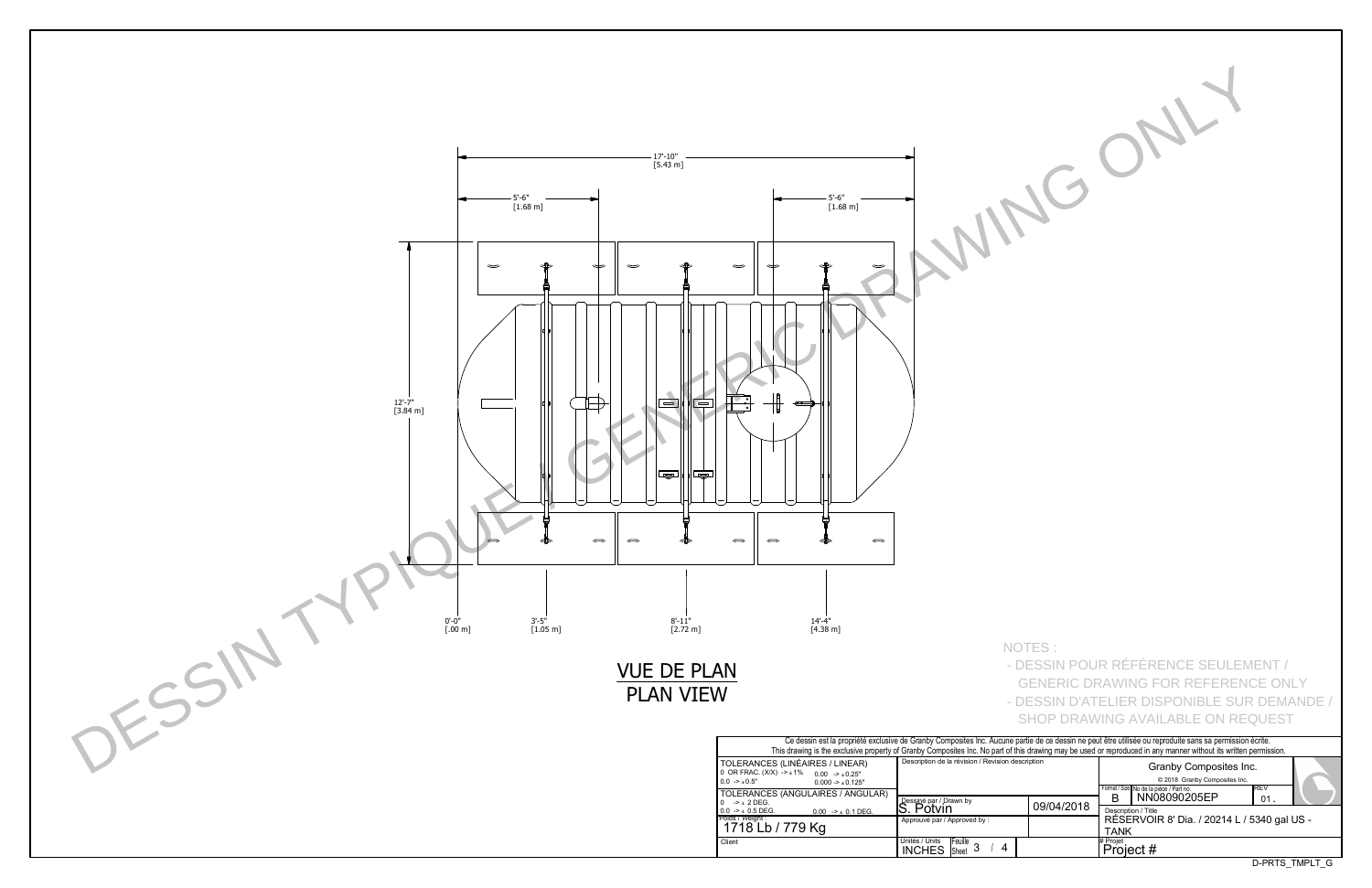DESSIN TYPIQUE / GENERIC DRAWING ONLY

17'-10" [5.43 m]

5'-6" [1.68 m]

5'-6" [1.68 m]

12'-7" [3.84 m]

0'-0" [.00 m]

3'-5" [1.05 m]

8'-11" [2.72 m]

14'-4" [4.38 m]

## VUE DE PLAN
## PLAN VIEW

NOTES :

- DESSIN POUR RÉFÉRENCE SEULEMENT / GENERIC DRAWING FOR REFERENCE ONLY
- DESSIN D'ATELIER DISPONIBLE SUR DEMANDE / SHOP DRAWING AVAILABLE ON REQUEST

Ce dessin est la propriété exclusive de Granby Composites Inc. Aucune partie de ce dessin ne peut être utilisée ou reproduite sans sa permission écrite.
This drawing is the exclusive property of Granby Composites Inc. No part of this drawing may be used or reproduced in any manner without its written permission.

| TOLERANCES (LINÉAIRES / LINEAR) 0 OR FRAC. (X/X) -> ±1% 0.00 -> ±0.25" 0.0 -> ±0.5" 0.000 -> ±0.125" | Description de la révision / Revision description | | Granby Composites Inc. © 2018 Granby Composites Inc. |
|---|---|---|---|
| TOLERANCES (ANGULAIRES / ANGULAR) 0 -> ± 2 DEG. 0.0 -> ± 0.5 DEG. 0.00 -> ± 0.1 DEG. | Dessiné par / Drawn by: S. Potvin | 09/04/2018 | Format / Size: B — No de la pièce / Part no.: NN08090205EP — REV: 01. |
| Poids / Weight: 1718 Lb / 779 Kg | Approuvé par / Approved by : | | Description / Title: RÉSERVOIR 8' Dia. / 20214 L / 5340 gal US - TANK |
| Client | Unités / Units: INCHES — Feuille / Sheet: 3 / 4 | | # Projet: Project # |

D-PRTS_TMPLT_G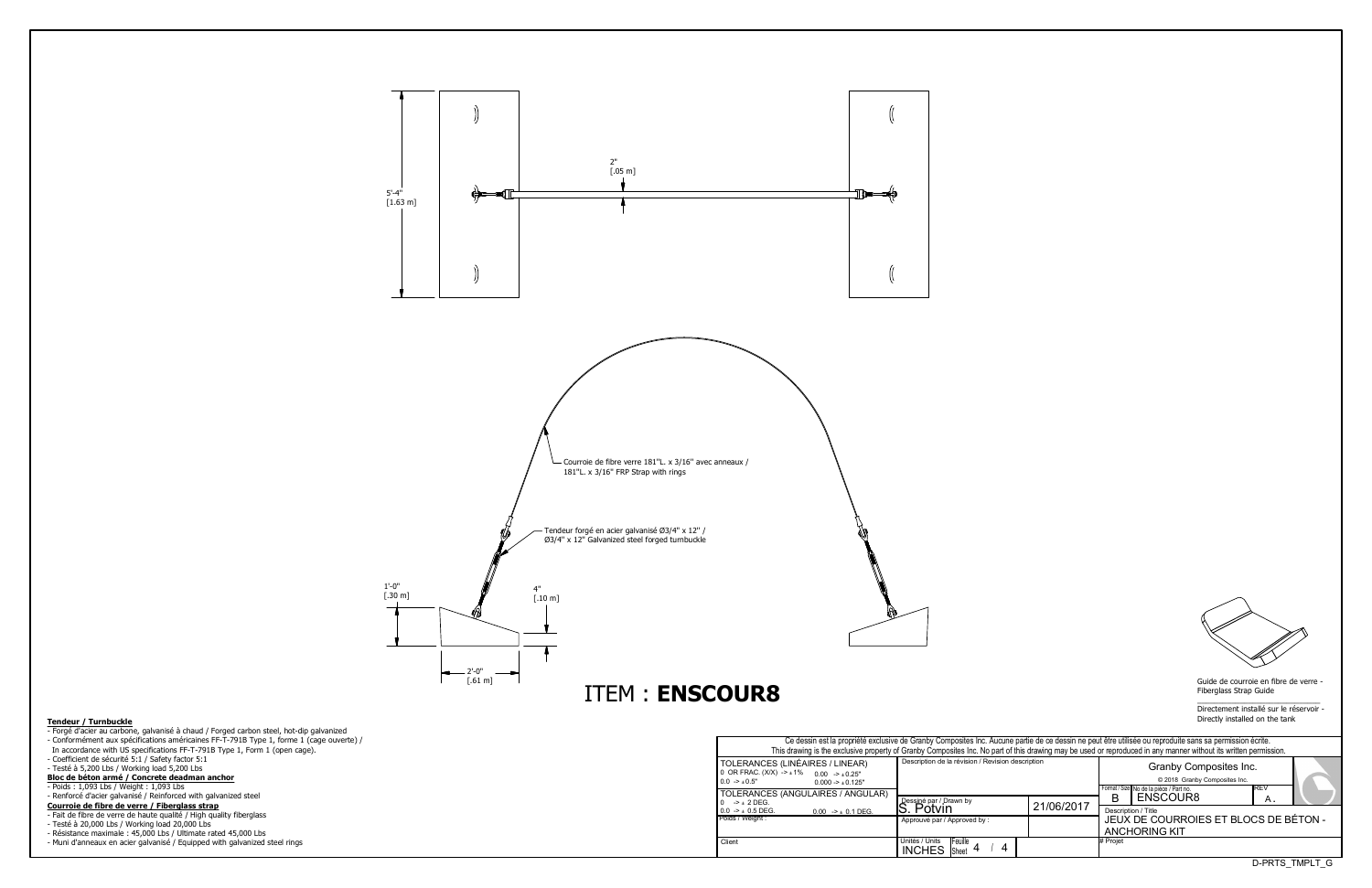2"
[.05 m]

5'-4"
[1.63 m]

Courroie de fibre verre 181"L. x 3/16" avec anneaux /
181"L. x 3/16" FRP Strap with rings

Tendeur forgé en acier galvanisé Ø3/4" x 12" /
Ø3/4" x 12" Galvanized steel forged turnbuckle

1'-0"
[.30 m]

4"
[.10 m]

2'-0"
[.61 m]

# ITEM : **ENSCOUR8**

Guide de courroie en fibre de verre - Fiberglass Strap Guide

Directement installé sur le réservoir - Directly installed on the tank

**Tendeur / Turnbuckle**

- Forgé d'acier au carbone, galvanisé à chaud / Forged carbon steel, hot-dip galvanized
- Conformément aux spécifications américaines FF-T-791B Type 1, forme 1 (cage ouverte) / In accordance with US specifications FF-T-791B Type 1, Form 1 (open cage).
- Coefficient de sécurité 5:1 / Safety factor 5:1
- Testé à 5,200 Lbs / Working load 5,200 Lbs

**Bloc de béton armé / Concrete deadman anchor**

- Poids : 1,093 Lbs / Weight : 1,093 Lbs
- Renforcé d'acier galvanisé / Reinforced with galvanized steel

**Courroie de fibre de verre / Fiberglass strap**

- Fait de fibre de verre de haute qualité / High quality fiberglass
- Testé à 20,000 Lbs / Working load 20,000 Lbs
- Résistance maximale : 45,000 Lbs / Ultimate rated 45,000 Lbs
- Muni d'anneaux en acier galvanisé / Equipped with galvanized steel rings

Ce dessin est la propriété exclusive de Granby Composites Inc. Aucune partie de ce dessin ne peut être utilisée ou reproduite sans sa permission écrite.
This drawing is the exclusive property of Granby Composites Inc. No part of this drawing may be used or reproduced in any manner without its written permission.

| | | | |
|---|---|---|---|
| TOLERANCES (LINÉAIRES / LINEAR)<br>0 OR FRAC. (X/X) -> ± 1% 0.00 -> ± 0.25"<br>0.0 -> ± 0.5" 0.000 -> ± 0.125" | Description de la révision / Revision description | | Granby Composites Inc.<br>© 2018 Granby Composites Inc. |
| TOLERANCES (ANGULAIRES / ANGULAR)<br>0 -> ± 2 DEG.<br>0.0 -> ± 0.5 DEG. 0.00 -> ± 0.1 DEG. | Dessiné par / Drawn by<br>S. Potvin | 21/06/2017 | Format / Size: B — No de la pièce / Part no.: ENSCOUR8 — REV: A. |
| Poids / Weight : | Approuvé par / Approved by : | | Description / Title<br>JEUX DE COURROIES ET BLOCS DE BÉTON - ANCHORING KIT |
| Client | Unités / Units: INCHES — Feuille / Sheet: 4 / 4 | | # Projet |

D-PRTS_TMPLT_G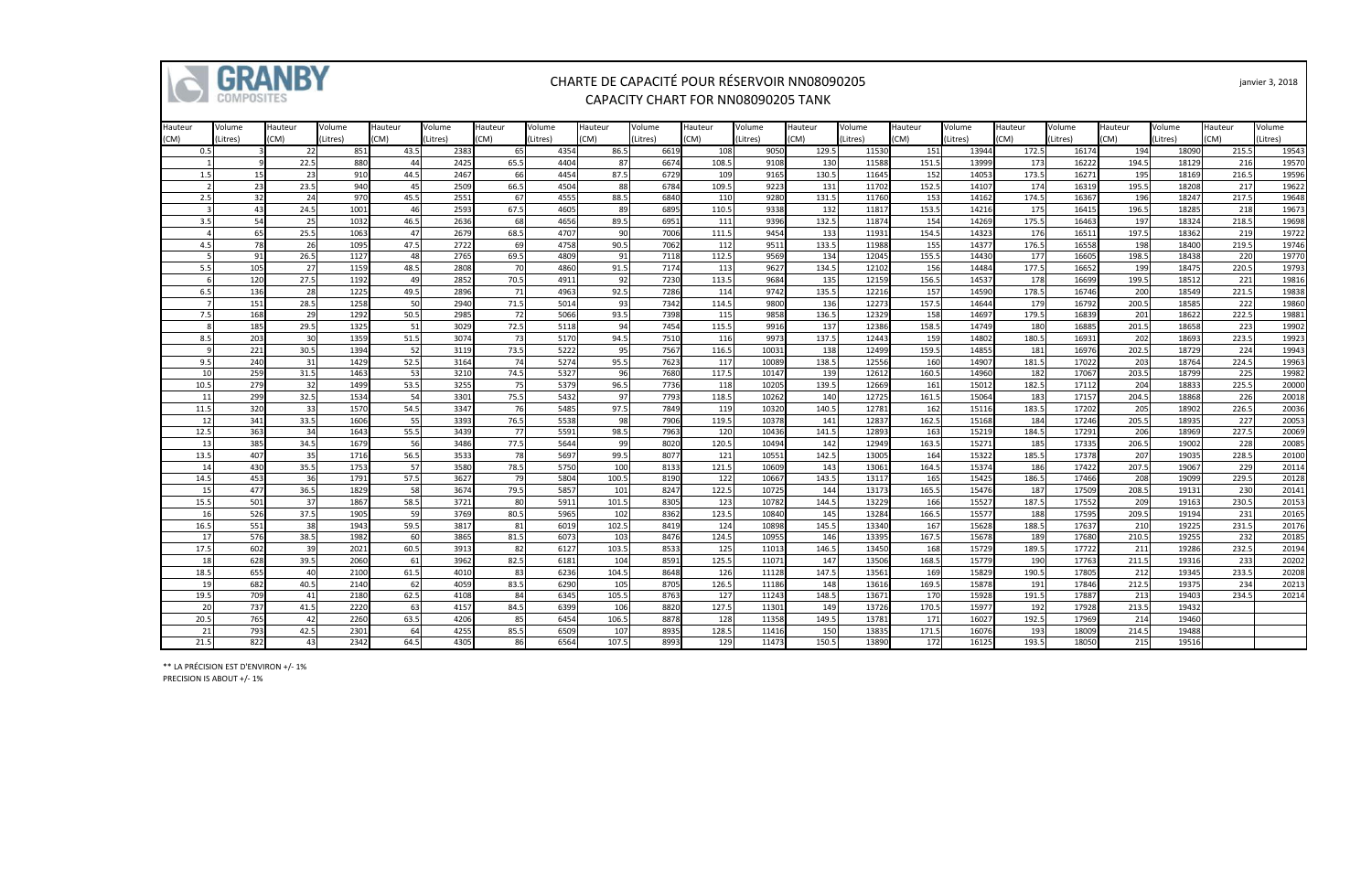GRANBY COMPOSITES

# CHARTE DE CAPACITÉ POUR RÉSERVOIR NN08090205
## CAPACITY CHART FOR NN08090205 TANK

janvier 3, 2018

| Hauteur (CM) | Volume (Litres) | Hauteur (CM) | Volume (Litres) | Hauteur (CM) | Volume (Litres) | Hauteur (CM) | Volume (Litres) | Hauteur (CM) | Volume (Litres) | Hauteur (CM) | Volume (Litres) | Hauteur (CM) | Volume (Litres) | Hauteur (CM) | Volume (Litres) | Hauteur (CM) | Volume (Litres) | Hauteur (CM) | Volume (Litres) | Hauteur (CM) | Volume (Litres) |
|---|---|---|---|---|---|---|---|---|---|---|---|---|---|---|---|---|---|---|---|---|---|
| 0.5 | 3 | 22 | 851 | 43.5 | 2383 | 65 | 4354 | 86.5 | 6619 | 108 | 9050 | 129.5 | 11530 | 151 | 13944 | 172.5 | 16174 | 194 | 18090 | 215.5 | 19543 |
| 1 | 9 | 22.5 | 880 | 44 | 2425 | 65.5 | 4404 | 87 | 6674 | 108.5 | 9108 | 130 | 11588 | 151.5 | 13999 | 173 | 16222 | 194.5 | 18129 | 216 | 19570 |
| 1.5 | 15 | 23 | 910 | 44.5 | 2467 | 66 | 4454 | 87.5 | 6729 | 109 | 9165 | 130.5 | 11645 | 152 | 14053 | 173.5 | 16271 | 195 | 18169 | 216.5 | 19596 |
| 2 | 23 | 23.5 | 940 | 45 | 2509 | 66.5 | 4504 | 88 | 6784 | 109.5 | 9223 | 131 | 11702 | 152.5 | 14107 | 174 | 16319 | 195.5 | 18208 | 217 | 19622 |
| 2.5 | 32 | 24 | 970 | 45.5 | 2551 | 67 | 4555 | 88.5 | 6840 | 110 | 9280 | 131.5 | 11760 | 153 | 14162 | 174.5 | 16367 | 196 | 18247 | 217.5 | 19648 |
| 3 | 43 | 24.5 | 1001 | 46 | 2593 | 67.5 | 4605 | 89 | 6895 | 110.5 | 9338 | 132 | 11817 | 153.5 | 14216 | 175 | 16415 | 196.5 | 18285 | 218 | 19673 |
| 3.5 | 54 | 25 | 1032 | 46.5 | 2636 | 68 | 4656 | 89.5 | 6951 | 111 | 9396 | 132.5 | 11874 | 154 | 14269 | 175.5 | 16463 | 197 | 18324 | 218.5 | 19698 |
| 4 | 65 | 25.5 | 1063 | 47 | 2679 | 68.5 | 4707 | 90 | 7006 | 111.5 | 9454 | 133 | 11931 | 154.5 | 14323 | 176 | 16511 | 197.5 | 18362 | 219 | 19722 |
| 4.5 | 78 | 26 | 1095 | 47.5 | 2722 | 69 | 4758 | 90.5 | 7062 | 112 | 9511 | 133.5 | 11988 | 155 | 14377 | 176.5 | 16558 | 198 | 18400 | 219.5 | 19746 |
| 5 | 91 | 26.5 | 1127 | 48 | 2765 | 69.5 | 4809 | 91 | 7118 | 112.5 | 9569 | 134 | 12045 | 155.5 | 14430 | 177 | 16605 | 198.5 | 18438 | 220 | 19770 |
| 5.5 | 105 | 27 | 1159 | 48.5 | 2808 | 70 | 4860 | 91.5 | 7174 | 113 | 9627 | 134.5 | 12102 | 156 | 14484 | 177.5 | 16652 | 199 | 18475 | 220.5 | 19793 |
| 6 | 120 | 27.5 | 1192 | 49 | 2852 | 70.5 | 4911 | 92 | 7230 | 113.5 | 9684 | 135 | 12159 | 156.5 | 14537 | 178 | 16699 | 199.5 | 18512 | 221 | 19816 |
| 6.5 | 136 | 28 | 1225 | 49.5 | 2896 | 71 | 4963 | 92.5 | 7286 | 114 | 9742 | 135.5 | 12216 | 157 | 14590 | 178.5 | 16746 | 200 | 18549 | 221.5 | 19838 |
| 7 | 151 | 28.5 | 1258 | 50 | 2940 | 71.5 | 5014 | 93 | 7342 | 114.5 | 9800 | 136 | 12273 | 157.5 | 14644 | 179 | 16792 | 200.5 | 18585 | 222 | 19860 |
| 7.5 | 168 | 29 | 1292 | 50.5 | 2985 | 72 | 5066 | 93.5 | 7398 | 115 | 9858 | 136.5 | 12329 | 158 | 14697 | 179.5 | 16839 | 201 | 18622 | 222.5 | 19881 |
| 8 | 185 | 29.5 | 1325 | 51 | 3029 | 72.5 | 5118 | 94 | 7454 | 115.5 | 9916 | 137 | 12386 | 158.5 | 14749 | 180 | 16885 | 201.5 | 18658 | 223 | 19902 |
| 8.5 | 203 | 30 | 1359 | 51.5 | 3074 | 73 | 5170 | 94.5 | 7510 | 116 | 9973 | 137.5 | 12443 | 159 | 14802 | 180.5 | 16931 | 202 | 18693 | 223.5 | 19923 |
| 9 | 221 | 30.5 | 1394 | 52 | 3119 | 73.5 | 5222 | 95 | 7567 | 116.5 | 10031 | 138 | 12499 | 159.5 | 14855 | 181 | 16976 | 202.5 | 18729 | 224 | 19943 |
| 9.5 | 240 | 31 | 1429 | 52.5 | 3164 | 74 | 5274 | 95.5 | 7623 | 117 | 10089 | 138.5 | 12556 | 160 | 14907 | 181.5 | 17022 | 203 | 18764 | 224.5 | 19963 |
| 10 | 259 | 31.5 | 1463 | 53 | 3210 | 74.5 | 5327 | 96 | 7680 | 117.5 | 10147 | 139 | 12612 | 160.5 | 14960 | 182 | 17067 | 203.5 | 18799 | 225 | 19982 |
| 10.5 | 279 | 32 | 1499 | 53.5 | 3255 | 75 | 5379 | 96.5 | 7736 | 118 | 10205 | 139.5 | 12669 | 161 | 15012 | 182.5 | 17112 | 204 | 18833 | 225.5 | 20000 |
| 11 | 299 | 32.5 | 1534 | 54 | 3301 | 75.5 | 5432 | 97 | 7793 | 118.5 | 10262 | 140 | 12725 | 161.5 | 15064 | 183 | 17157 | 204.5 | 18868 | 226 | 20018 |
| 11.5 | 320 | 33 | 1570 | 54.5 | 3347 | 76 | 5485 | 97.5 | 7849 | 119 | 10320 | 140.5 | 12781 | 162 | 15116 | 183.5 | 17202 | 205 | 18902 | 226.5 | 20036 |
| 12 | 341 | 33.5 | 1606 | 55 | 3393 | 76.5 | 5538 | 98 | 7906 | 119.5 | 10378 | 141 | 12837 | 162.5 | 15168 | 184 | 17246 | 205.5 | 18935 | 227 | 20053 |
| 12.5 | 363 | 34 | 1643 | 55.5 | 3439 | 77 | 5591 | 98.5 | 7963 | 120 | 10436 | 141.5 | 12893 | 163 | 15219 | 184.5 | 17291 | 206 | 18969 | 227.5 | 20069 |
| 13 | 385 | 34.5 | 1679 | 56 | 3486 | 77.5 | 5644 | 99 | 8020 | 120.5 | 10494 | 142 | 12949 | 163.5 | 15271 | 185 | 17335 | 206.5 | 19002 | 228 | 20085 |
| 13.5 | 407 | 35 | 1716 | 56.5 | 3533 | 78 | 5697 | 99.5 | 8077 | 121 | 10551 | 142.5 | 13005 | 164 | 15322 | 185.5 | 17378 | 207 | 19035 | 228.5 | 20100 |
| 14 | 430 | 35.5 | 1753 | 57 | 3580 | 78.5 | 5750 | 100 | 8133 | 121.5 | 10609 | 143 | 13061 | 164.5 | 15374 | 186 | 17422 | 207.5 | 19067 | 229 | 20114 |
| 14.5 | 453 | 36 | 1791 | 57.5 | 3627 | 79 | 5804 | 100.5 | 8190 | 122 | 10667 | 143.5 | 13117 | 165 | 15425 | 186.5 | 17466 | 208 | 19099 | 229.5 | 20128 |
| 15 | 477 | 36.5 | 1829 | 58 | 3674 | 79.5 | 5857 | 101 | 8247 | 122.5 | 10725 | 144 | 13173 | 165.5 | 15476 | 187 | 17509 | 208.5 | 19131 | 230 | 20141 |
| 15.5 | 501 | 37 | 1867 | 58.5 | 3721 | 80 | 5911 | 101.5 | 8305 | 123 | 10782 | 144.5 | 13229 | 166 | 15527 | 187.5 | 17552 | 209 | 19163 | 230.5 | 20153 |
| 16 | 526 | 37.5 | 1905 | 59 | 3769 | 80.5 | 5965 | 102 | 8362 | 123.5 | 10840 | 145 | 13284 | 166.5 | 15577 | 188 | 17595 | 209.5 | 19194 | 231 | 20165 |
| 16.5 | 551 | 38 | 1943 | 59.5 | 3817 | 81 | 6019 | 102.5 | 8419 | 124 | 10898 | 145.5 | 13340 | 167 | 15628 | 188.5 | 17637 | 210 | 19225 | 231.5 | 20176 |
| 17 | 576 | 38.5 | 1982 | 60 | 3865 | 81.5 | 6073 | 103 | 8476 | 124.5 | 10955 | 146 | 13395 | 167.5 | 15678 | 189 | 17680 | 210.5 | 19255 | 232 | 20185 |
| 17.5 | 602 | 39 | 2021 | 60.5 | 3913 | 82 | 6127 | 103.5 | 8533 | 125 | 11013 | 146.5 | 13450 | 168 | 15729 | 189.5 | 17722 | 211 | 19286 | 232.5 | 20194 |
| 18 | 628 | 39.5 | 2060 | 61 | 3962 | 82.5 | 6181 | 104 | 8591 | 125.5 | 11071 | 147 | 13506 | 168.5 | 15779 | 190 | 17763 | 211.5 | 19316 | 233 | 20202 |
| 18.5 | 655 | 40 | 2100 | 61.5 | 4010 | 83 | 6236 | 104.5 | 8648 | 126 | 11128 | 147.5 | 13561 | 169 | 15829 | 190.5 | 17805 | 212 | 19345 | 233.5 | 20208 |
| 19 | 682 | 40.5 | 2140 | 62 | 4059 | 83.5 | 6290 | 105 | 8705 | 126.5 | 11186 | 148 | 13616 | 169.5 | 15878 | 191 | 17846 | 212.5 | 19375 | 234 | 20213 |
| 19.5 | 709 | 41 | 2180 | 62.5 | 4108 | 84 | 6345 | 105.5 | 8763 | 127 | 11243 | 148.5 | 13671 | 170 | 15928 | 191.5 | 17887 | 213 | 19403 | 234.5 | 20214 |
| 20 | 737 | 41.5 | 2220 | 63 | 4157 | 84.5 | 6399 | 106 | 8820 | 127.5 | 11301 | 149 | 13726 | 170.5 | 15977 | 192 | 17928 | 213.5 | 19432 | | |
| 20.5 | 765 | 42 | 2260 | 63.5 | 4206 | 85 | 6454 | 106.5 | 8878 | 128 | 11358 | 149.5 | 13781 | 171 | 16027 | 192.5 | 17969 | 214 | 19460 | | |
| 21 | 793 | 42.5 | 2301 | 64 | 4255 | 85.5 | 6509 | 107 | 8935 | 128.5 | 11416 | 150 | 13835 | 171.5 | 16076 | 193 | 18009 | 214.5 | 19488 | | |
| 21.5 | 822 | 43 | 2342 | 64.5 | 4305 | 86 | 6564 | 107.5 | 8993 | 129 | 11473 | 150.5 | 13890 | 172 | 16125 | 193.5 | 18050 | 215 | 19516 | | |

** LA PRÉCISION EST D'ENVIRON +/- 1%
PRECISION IS ABOUT +/- 1%